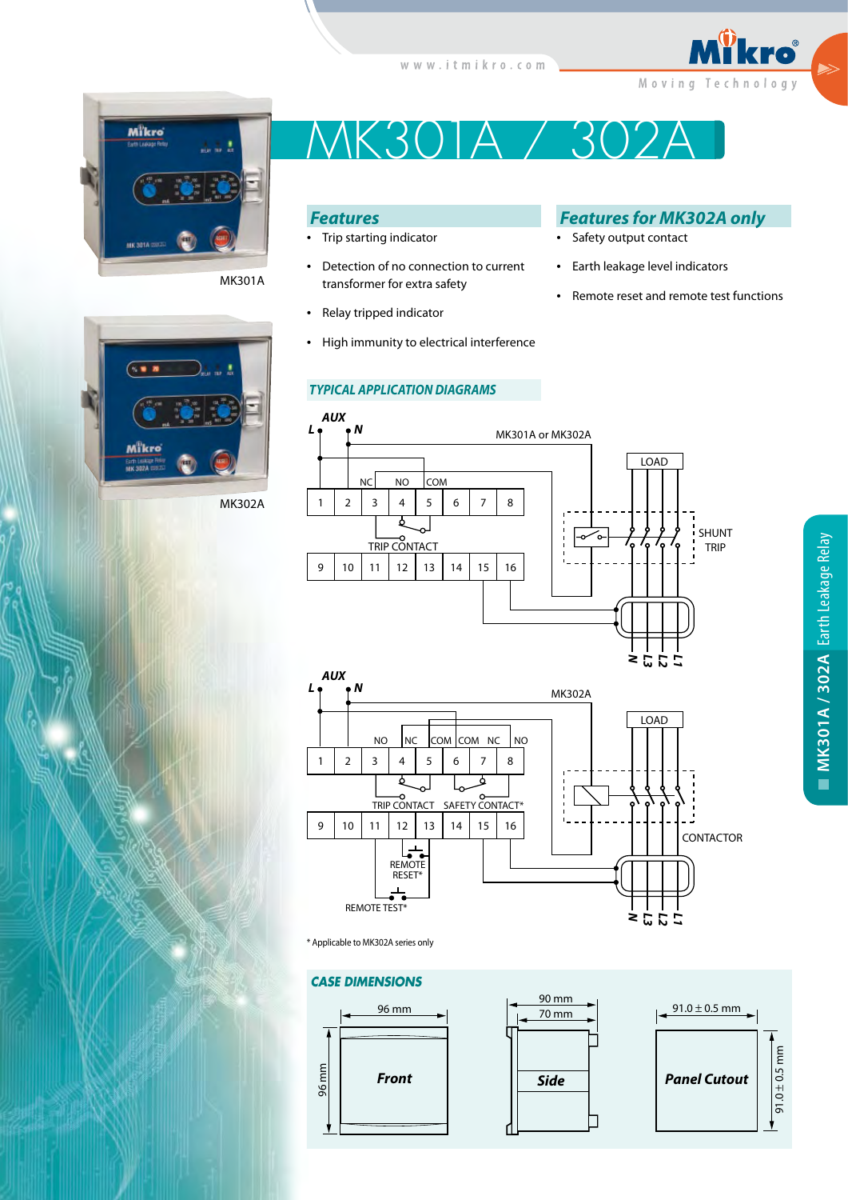# MK301A / 302A

MK301A

MK302A

## Features

- Trip starting indicator
- Detection of no connection to current transformer for extra safety
- Relay tripped indicator
- High immunity to electrical interference

## Features for MK302A only

- Safety output contact
- Earth leakage level indicators
- Remote reset and remote test functions

## TYPICAL APPLICATION DIAGRAMS

AUX
L N
MK301A or MK302A
LOAD
NC NO COM
1 2 3 4 5 6 7 8
TRIP CONTACT
SHUNT TRIP
9 10 11 12 13 14 15 16
N L3 L2 L1

AUX
L N
MK302A
LOAD
NO NC COM COM NC NO
1 2 3 4 5 6 7 8
TRIP CONTACT SAFETY CONTACT*
9 10 11 12 13 14 15 16
CONTACTOR
REMOTE RESET*
REMOTE TEST*
N L3 L2 L1

\* Applicable to MK302A series only

## CASE DIMENSIONS

96 mm
96 mm
Front

90 mm
70 mm
Side

91.0 ± 0.5 mm
91.0 ± 0.5 mm
Panel Cutout

MK301A / 302A Earth Leakage Relay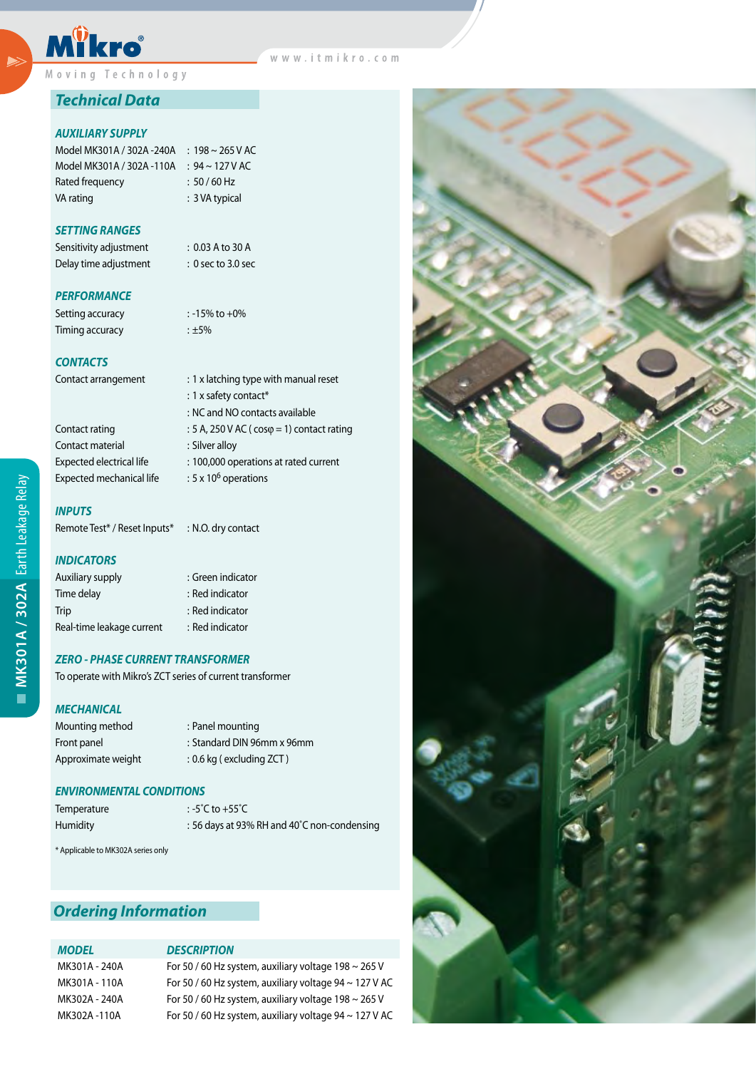## Technical Data

### AUXILIARY SUPPLY

| | |
|---|---|
| Model MK301A / 302A -240A | : 198 ~ 265 V AC |
| Model MK301A / 302A -110A | : 94 ~ 127 V AC |
| Rated frequency | : 50 / 60 Hz |
| VA rating | : 3 VA typical |

### SETTING RANGES

| | |
|---|---|
| Sensitivity adjustment | : 0.03 A to 30 A |
| Delay time adjustment | : 0 sec to 3.0 sec |

### PERFORMANCE

| | |
|---|---|
| Setting accuracy | : -15% to +0% |
| Timing accuracy | : ±5% |

### CONTACTS

| | |
|---|---|
| Contact arrangement | : 1 x latching type with manual reset |
| | : 1 x safety contact* |
| | : NC and NO contacts available |
| Contact rating | : 5 A, 250 V AC ( cosφ = 1) contact rating |
| Contact material | : Silver alloy |
| Expected electrical life | : 100,000 operations at rated current |
| Expected mechanical life | : 5 x $10^6$ operations |

### INPUTS

| | |
|---|---|
| Remote Test* / Reset Inputs* | : N.O. dry contact |

### INDICATORS

| | |
|---|---|
| Auxiliary supply | : Green indicator |
| Time delay | : Red indicator |
| Trip | : Red indicator |
| Real-time leakage current | : Red indicator |

### ZERO - PHASE CURRENT TRANSFORMER

To operate with Mikro's ZCT series of current transformer

### MECHANICAL

| | |
|---|---|
| Mounting method | : Panel mounting |
| Front panel | : Standard DIN 96mm x 96mm |
| Approximate weight | : 0.6 kg ( excluding ZCT ) |

### ENVIRONMENTAL CONDITIONS

| | |
|---|---|
| Temperature | : -5˚C to +55˚C |
| Humidity | : 56 days at 93% RH and 40˚C non-condensing |

\* Applicable to MK302A series only

## Ordering Information

| MODEL | DESCRIPTION |
|---|---|
| MK301A - 240A | For 50 / 60 Hz system, auxiliary voltage 198 ~ 265 V |
| MK301A - 110A | For 50 / 60 Hz system, auxiliary voltage 94 ~ 127 V AC |
| MK302A - 240A | For 50 / 60 Hz system, auxiliary voltage 198 ~ 265 V |
| MK302A -110A | For 50 / 60 Hz system, auxiliary voltage 94 ~ 127 V AC |